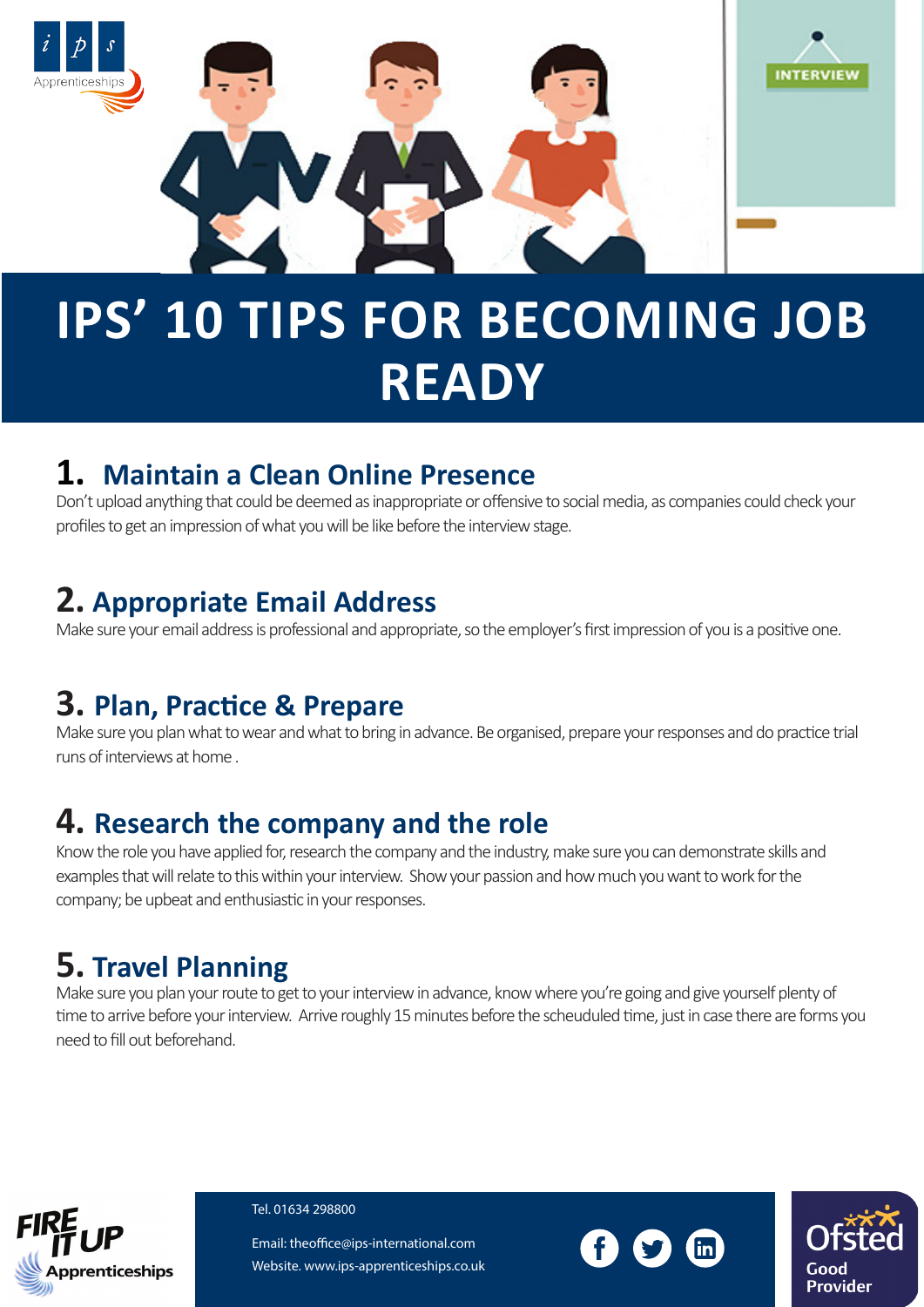# IPS' 10 TIPS FOR BECOMING JOB READY

## 1. Maintain a Clean Online Presence

Don't upload anything that could be deemed as inappropriate or offensive to social media, as companies could check your profiles to get an impression of what you will be like before the interview stage.

## 2. Appropriate Email Address

Make sure your email address is professional and appropriate, so the employer's first impression of you is a positive one.

## 3. Plan, Practice & Prepare

Make sure you plan what to wear and what to bring in advance. Be organised, prepare your responses and do practice trial runs of interviews at home .

## 4. Research the company and the role

Know the role you have applied for, research the company and the industry, make sure you can demonstrate skills and examples that will relate to this within your interview. Show your passion and how much you want to work for the company; be upbeat and enthusiastic in your responses.

## 5. Travel Planning

Make sure you plan your route to get to your interview in advance, know where you're going and give yourself plenty of time to arrive before your interview. Arrive roughly 15 minutes before the scheuduled time, just in case there are forms you need to fill out beforehand.

Tel. 01634 298800

Email: theoffice@ips-international.com

Website. www.ips-apprenticeships.co.uk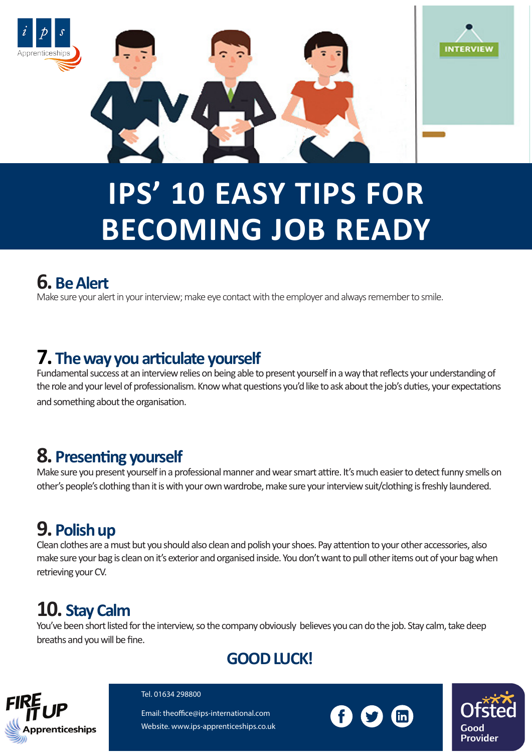# IPS' 10 EASY TIPS FOR BECOMING JOB READY

## 6. Be Alert

Make sure your alert in your interview; make eye contact with the employer and always remember to smile.

## 7. The way you articulate yourself

Fundamental success at an interview relies on being able to present yourself in a way that reflects your understanding of the role and your level of professionalism. Know what questions you'd like to ask about the job's duties, your expectations and something about the organisation.

## 8. Presenting yourself

Make sure you present yourself in a professional manner and wear smart attire. It's much easier to detect funny smells on other's people's clothing than it is with your own wardrobe, make sure your interview suit/clothing is freshly laundered.

## 9. Polish up

Clean clothes are a must but you should also clean and polish your shoes. Pay attention to your other accessories, also make sure your bag is clean on it's exterior and organised inside. You don't want to pull other items out of your bag when retrieving your CV.

## 10. Stay Calm

You've been short listed for the interview, so the company obviously believes you can do the job. Stay calm, take deep breaths and you will be fine.

**GOOD LUCK!**

FIRE IT UP Apprenticeships

Tel. 01634 298800

Email: theoffice@ips-international.com

Website. www.ips-apprenticeships.co.uk

Ofsted Good Provider